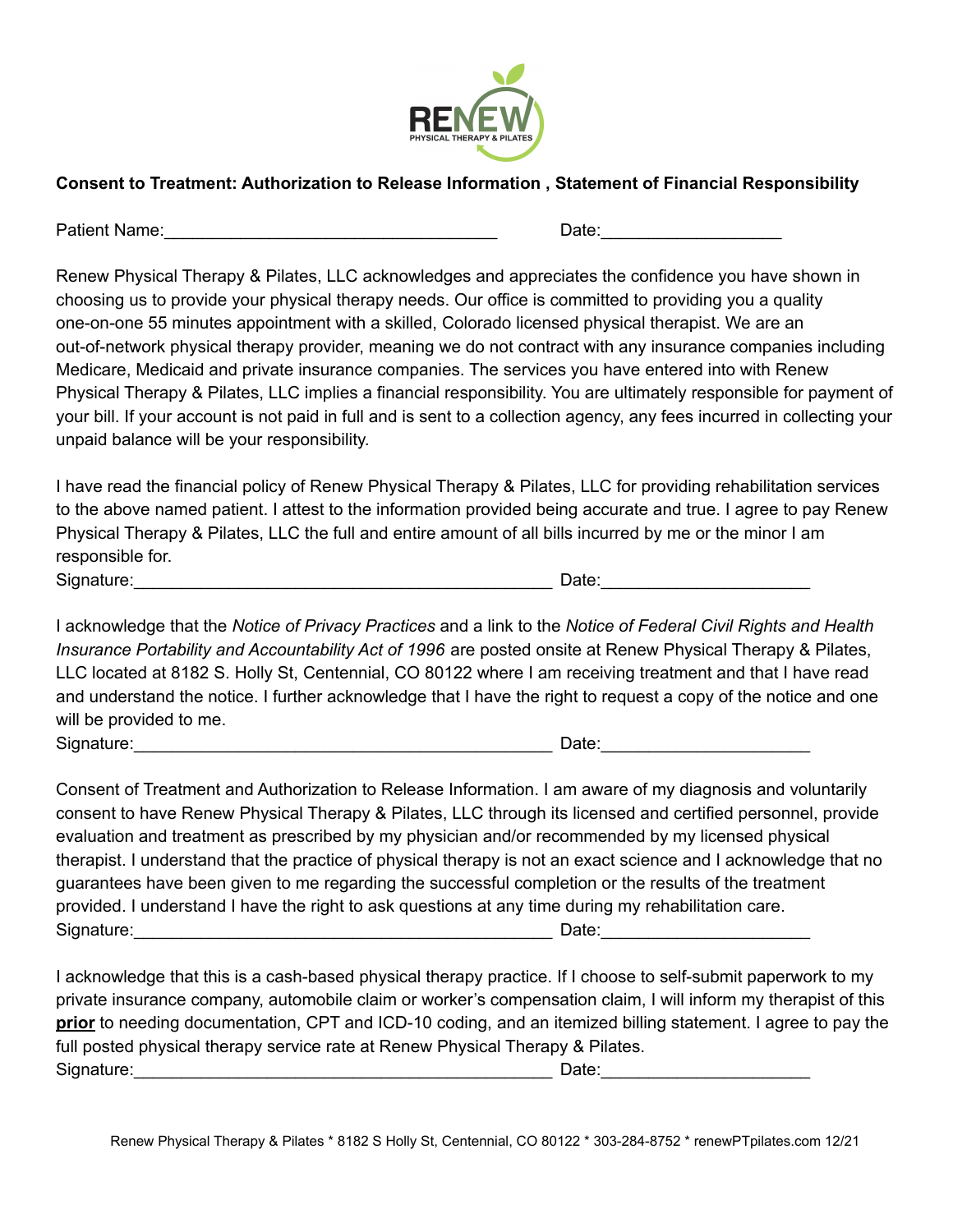**Consent to Treatment: Authorization to Release Information , Statement of Financial Responsibility**

Patient Name:___________________________________ Date:__________________

Renew Physical Therapy & Pilates, LLC acknowledges and appreciates the confidence you have shown in choosing us to provide your physical therapy needs. Our office is committed to providing you a quality one-on-one 55 minutes appointment with a skilled, Colorado licensed physical therapist. We are an out-of-network physical therapy provider, meaning we do not contract with any insurance companies including Medicare, Medicaid and private insurance companies. The services you have entered into with Renew Physical Therapy & Pilates, LLC implies a financial responsibility. You are ultimately responsible for payment of your bill. If your account is not paid in full and is sent to a collection agency, any fees incurred in collecting your unpaid balance will be your responsibility.

I have read the financial policy of Renew Physical Therapy & Pilates, LLC for providing rehabilitation services to the above named patient. I attest to the information provided being accurate and true. I agree to pay Renew Physical Therapy & Pilates, LLC the full and entire amount of all bills incurred by me or the minor I am responsible for.

Signature:____________________________________________ Date:_____________________

I acknowledge that the *Notice of Privacy Practices* and a link to the *Notice of Federal Civil Rights and Health Insurance Portability and Accountability Act of 1996* are posted onsite at Renew Physical Therapy & Pilates, LLC located at 8182 S. Holly St, Centennial, CO 80122 where I am receiving treatment and that I have read and understand the notice. I further acknowledge that I have the right to request a copy of the notice and one will be provided to me.

Signature:____________________________________________ Date:_____________________

Consent of Treatment and Authorization to Release Information. I am aware of my diagnosis and voluntarily consent to have Renew Physical Therapy & Pilates, LLC through its licensed and certified personnel, provide evaluation and treatment as prescribed by my physician and/or recommended by my licensed physical therapist. I understand that the practice of physical therapy is not an exact science and I acknowledge that no guarantees have been given to me regarding the successful completion or the results of the treatment provided. I understand I have the right to ask questions at any time during my rehabilitation care.

Signature:____________________________________________ Date:_____________________

I acknowledge that this is a cash-based physical therapy practice. If I choose to self-submit paperwork to my private insurance company, automobile claim or worker's compensation claim, I will inform my therapist of this <u>**prior**</u> to needing documentation, CPT and ICD-10 coding, and an itemized billing statement. I agree to pay the full posted physical therapy service rate at Renew Physical Therapy & Pilates.

Signature:____________________________________________ Date:_____________________

Renew Physical Therapy & Pilates * 8182 S Holly St, Centennial, CO 80122 * 303-284-8752 * renewPTpilates.com 12/21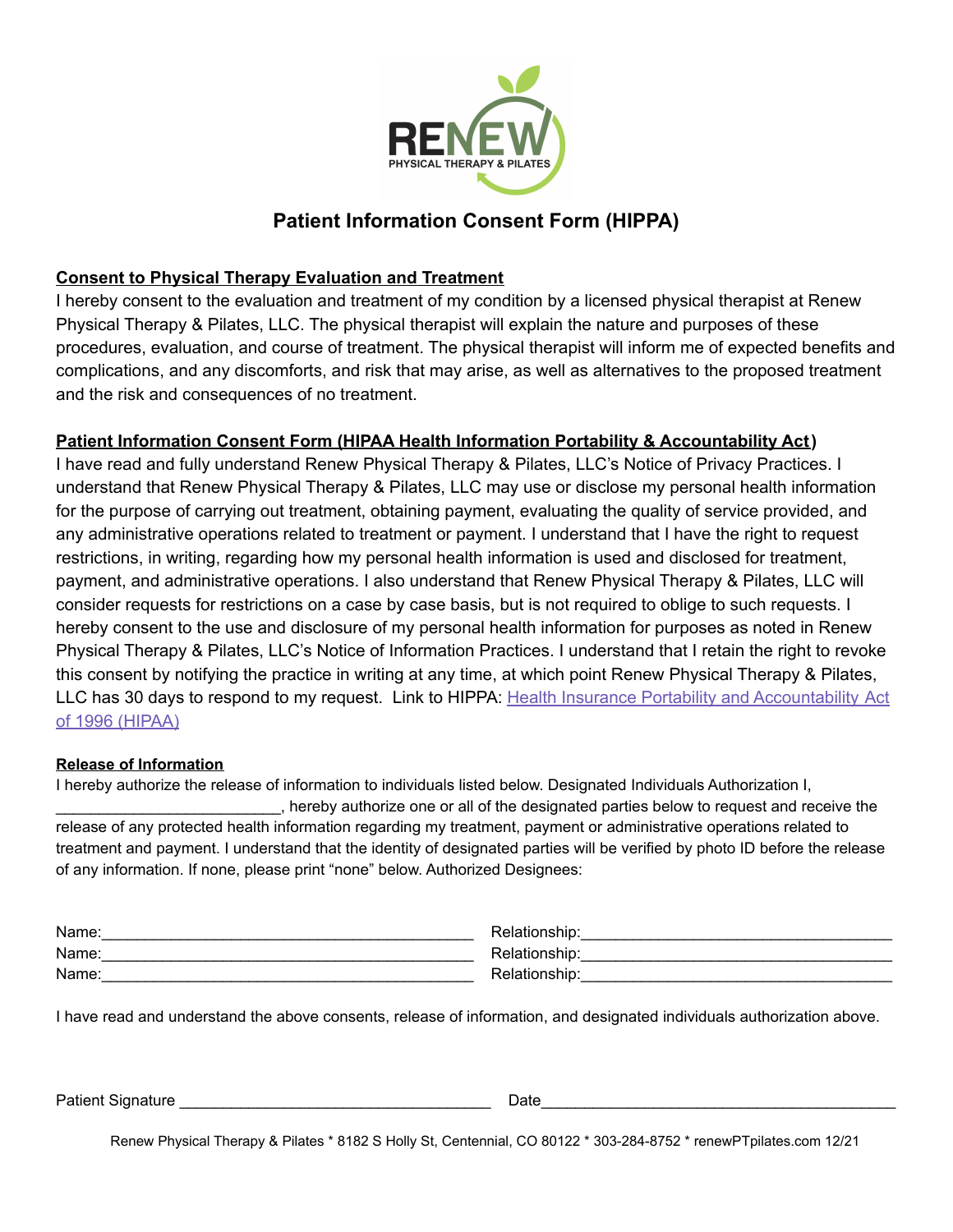# Patient Information Consent Form (HIPPA)

**Consent to Physical Therapy Evaluation and Treatment**

I hereby consent to the evaluation and treatment of my condition by a licensed physical therapist at Renew Physical Therapy & Pilates, LLC. The physical therapist will explain the nature and purposes of these procedures, evaluation, and course of treatment. The physical therapist will inform me of expected benefits and complications, and any discomforts, and risk that may arise, as well as alternatives to the proposed treatment and the risk and consequences of no treatment.

**Patient Information Consent Form (HIPAA Health Information Portability & Accountability Act)**

I have read and fully understand Renew Physical Therapy & Pilates, LLC's Notice of Privacy Practices. I understand that Renew Physical Therapy & Pilates, LLC may use or disclose my personal health information for the purpose of carrying out treatment, obtaining payment, evaluating the quality of service provided, and any administrative operations related to treatment or payment. I understand that I have the right to request restrictions, in writing, regarding how my personal health information is used and disclosed for treatment, payment, and administrative operations. I also understand that Renew Physical Therapy & Pilates, LLC will consider requests for restrictions on a case by case basis, but is not required to oblige to such requests. I hereby consent to the use and disclosure of my personal health information for purposes as noted in Renew Physical Therapy & Pilates, LLC's Notice of Information Practices. I understand that I retain the right to revoke this consent by notifying the practice in writing at any time, at which point Renew Physical Therapy & Pilates, LLC has 30 days to respond to my request. Link to HIPPA: Health Insurance Portability and Accountability Act of 1996 (HIPAA)

**Release of Information**

I hereby authorize the release of information to individuals listed below. Designated Individuals Authorization I, ________________________, hereby authorize one or all of the designated parties below to request and receive the release of any protected health information regarding my treatment, payment or administrative operations related to treatment and payment. I understand that the identity of designated parties will be verified by photo ID before the release of any information. If none, please print "none" below. Authorized Designees:

Name:________________________________ Relationship:__________________________

Name:________________________________ Relationship:__________________________

Name:________________________________ Relationship:__________________________

I have read and understand the above consents, release of information, and designated individuals authorization above.

Patient Signature ____________________________ Date________________________________

Renew Physical Therapy & Pilates * 8182 S Holly St, Centennial, CO 80122 * 303-284-8752 * renewPTpilates.com 12/21